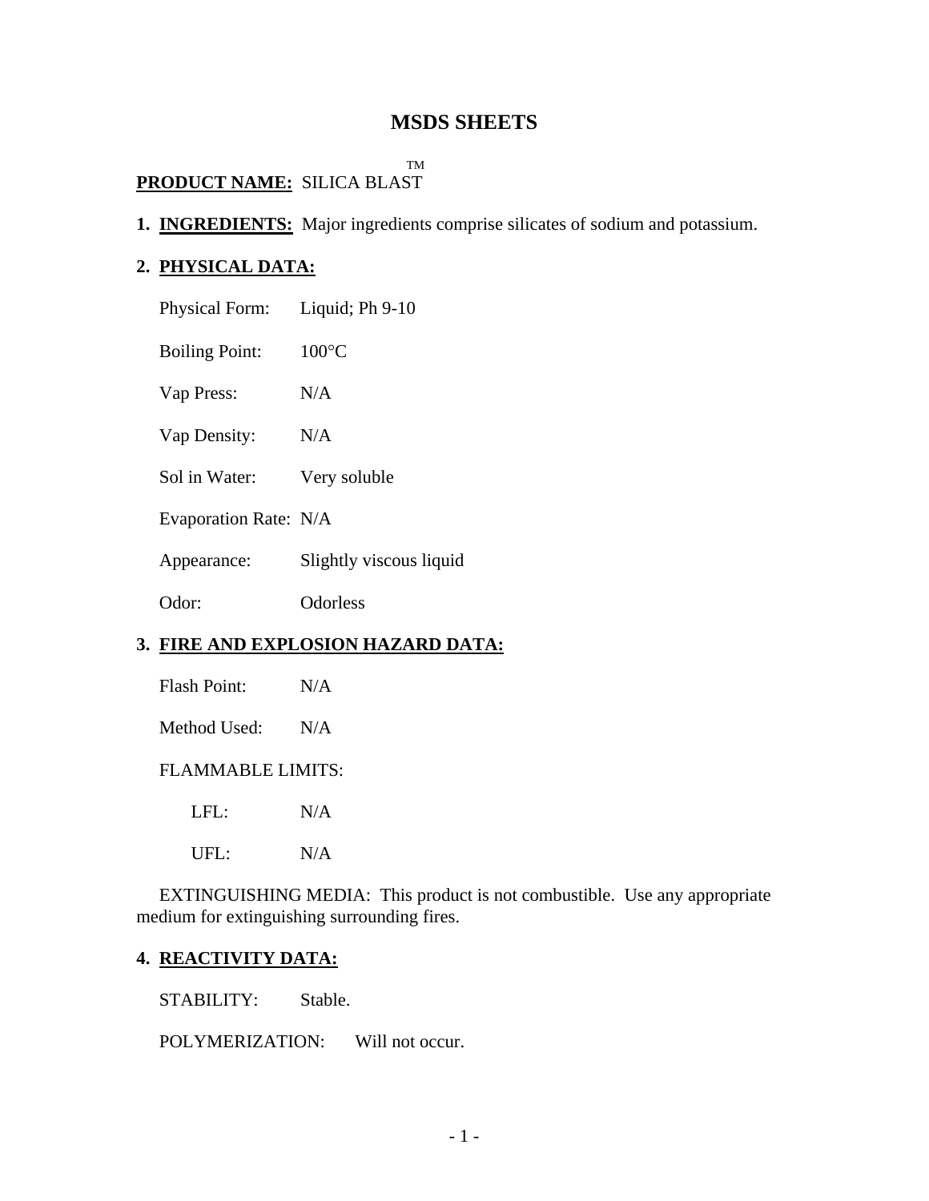# MSDS SHEETS

**PRODUCT NAME:** SILICA BLAST™

1. **INGREDIENTS:** Major ingredients comprise silicates of sodium and potassium.

2. **PHYSICAL DATA:**

   Physical Form: Liquid; Ph 9-10

   Boiling Point: 100°C

   Vap Press: N/A

   Vap Density: N/A

   Sol in Water: Very soluble

   Evaporation Rate: N/A

   Appearance: Slightly viscous liquid

   Odor: Odorless

3. **FIRE AND EXPLOSION HAZARD DATA:**

   Flash Point: N/A

   Method Used: N/A

   FLAMMABLE LIMITS:

   LFL: N/A

   UFL: N/A

   EXTINGUISHING MEDIA: This product is not combustible. Use any appropriate medium for extinguishing surrounding fires.

4. **REACTIVITY DATA:**

   STABILITY: Stable.

   POLYMERIZATION: Will not occur.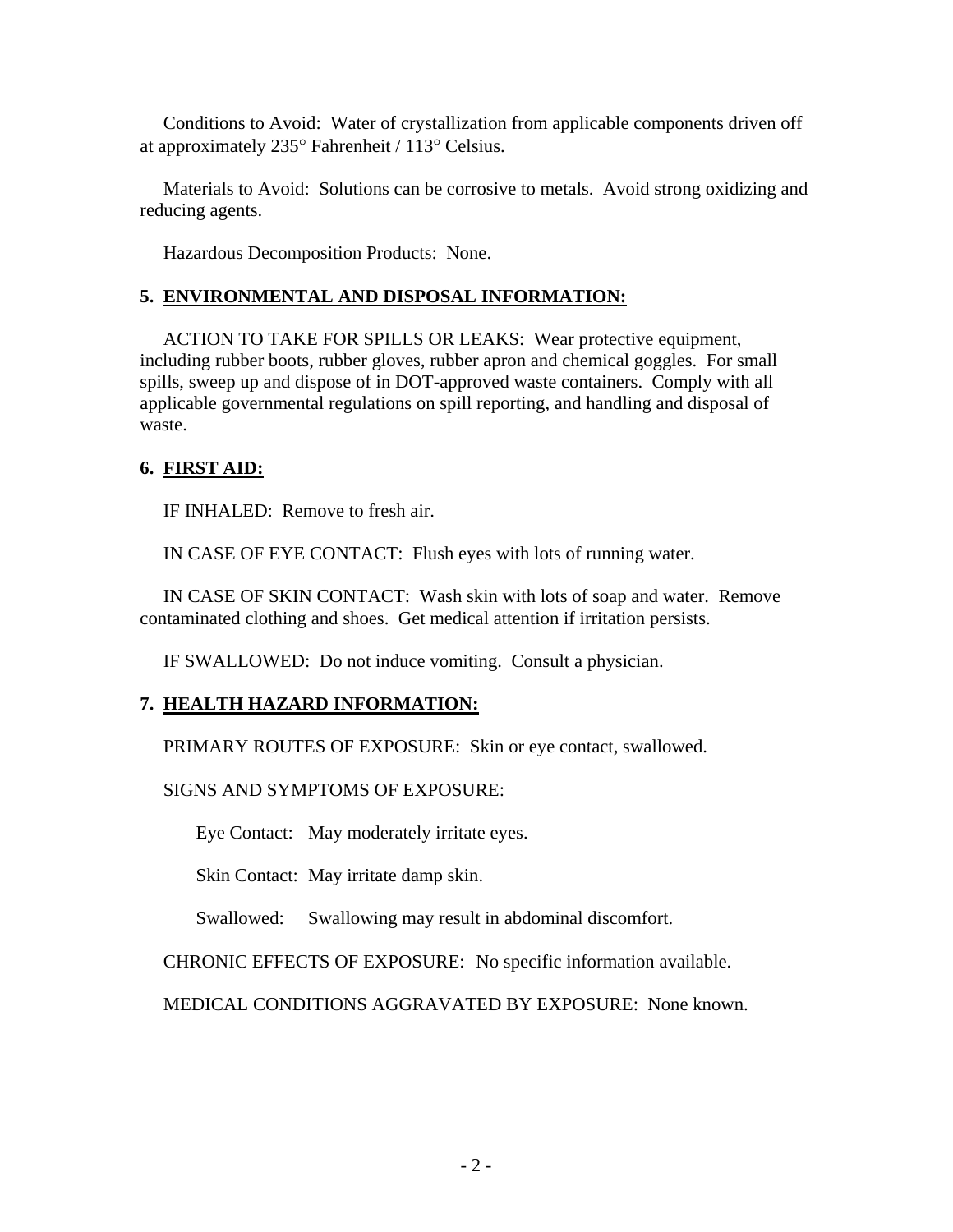Conditions to Avoid: Water of crystallization from applicable components driven off at approximately 235° Fahrenheit / 113° Celsius.

Materials to Avoid: Solutions can be corrosive to metals. Avoid strong oxidizing and reducing agents.

Hazardous Decomposition Products: None.

## 5. ENVIRONMENTAL AND DISPOSAL INFORMATION:

ACTION TO TAKE FOR SPILLS OR LEAKS: Wear protective equipment, including rubber boots, rubber gloves, rubber apron and chemical goggles. For small spills, sweep up and dispose of in DOT-approved waste containers. Comply with all applicable governmental regulations on spill reporting, and handling and disposal of waste.

## 6. FIRST AID:

IF INHALED: Remove to fresh air.

IN CASE OF EYE CONTACT: Flush eyes with lots of running water.

IN CASE OF SKIN CONTACT: Wash skin with lots of soap and water. Remove contaminated clothing and shoes. Get medical attention if irritation persists.

IF SWALLOWED: Do not induce vomiting. Consult a physician.

## 7. HEALTH HAZARD INFORMATION:

PRIMARY ROUTES OF EXPOSURE: Skin or eye contact, swallowed.

SIGNS AND SYMPTOMS OF EXPOSURE:

Eye Contact: May moderately irritate eyes.

Skin Contact: May irritate damp skin.

Swallowed: Swallowing may result in abdominal discomfort.

CHRONIC EFFECTS OF EXPOSURE: No specific information available.

MEDICAL CONDITIONS AGGRAVATED BY EXPOSURE: None known.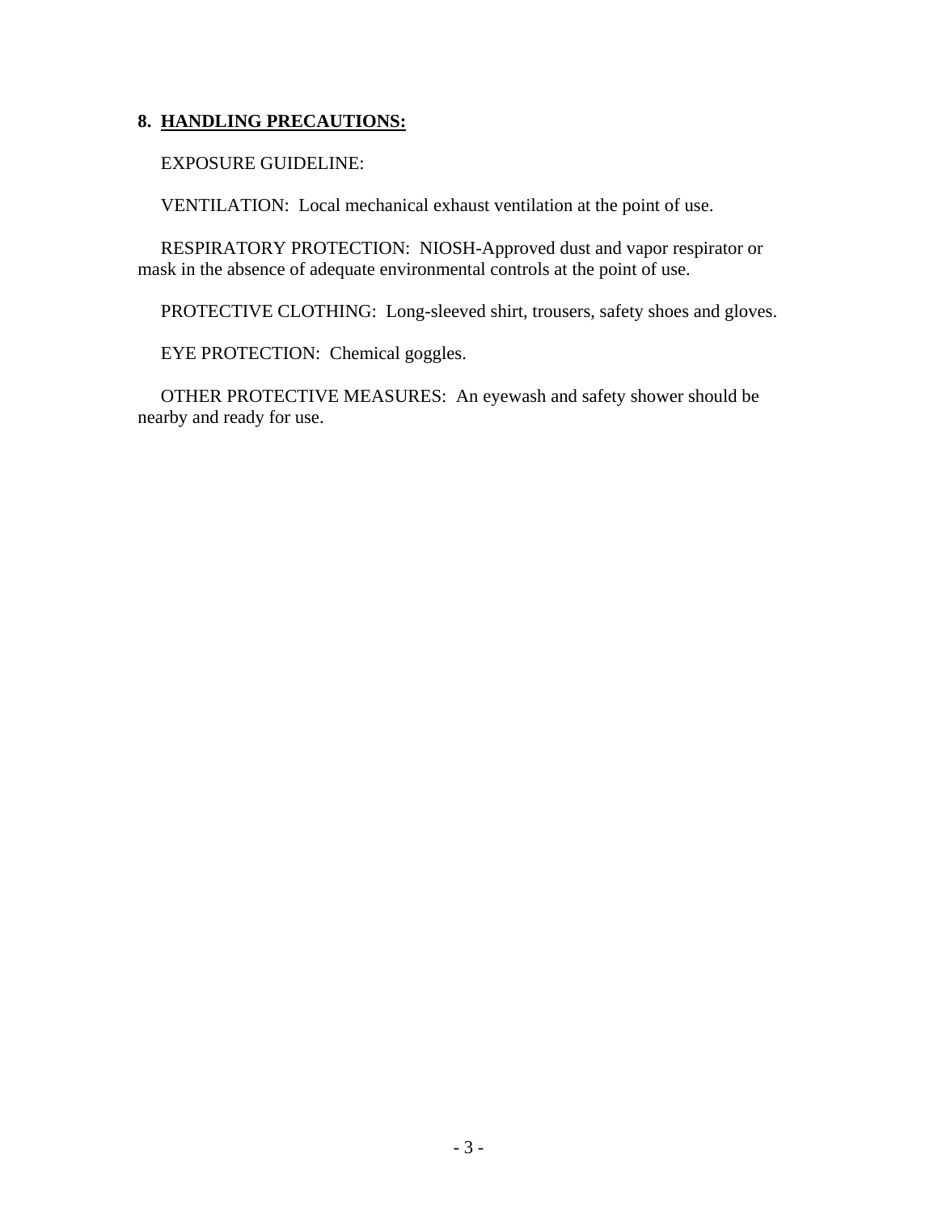## 8. HANDLING PRECAUTIONS:

EXPOSURE GUIDELINE:

VENTILATION: Local mechanical exhaust ventilation at the point of use.

RESPIRATORY PROTECTION: NIOSH-Approved dust and vapor respirator or mask in the absence of adequate environmental controls at the point of use.

PROTECTIVE CLOTHING: Long-sleeved shirt, trousers, safety shoes and gloves.

EYE PROTECTION: Chemical goggles.

OTHER PROTECTIVE MEASURES: An eyewash and safety shower should be nearby and ready for use.